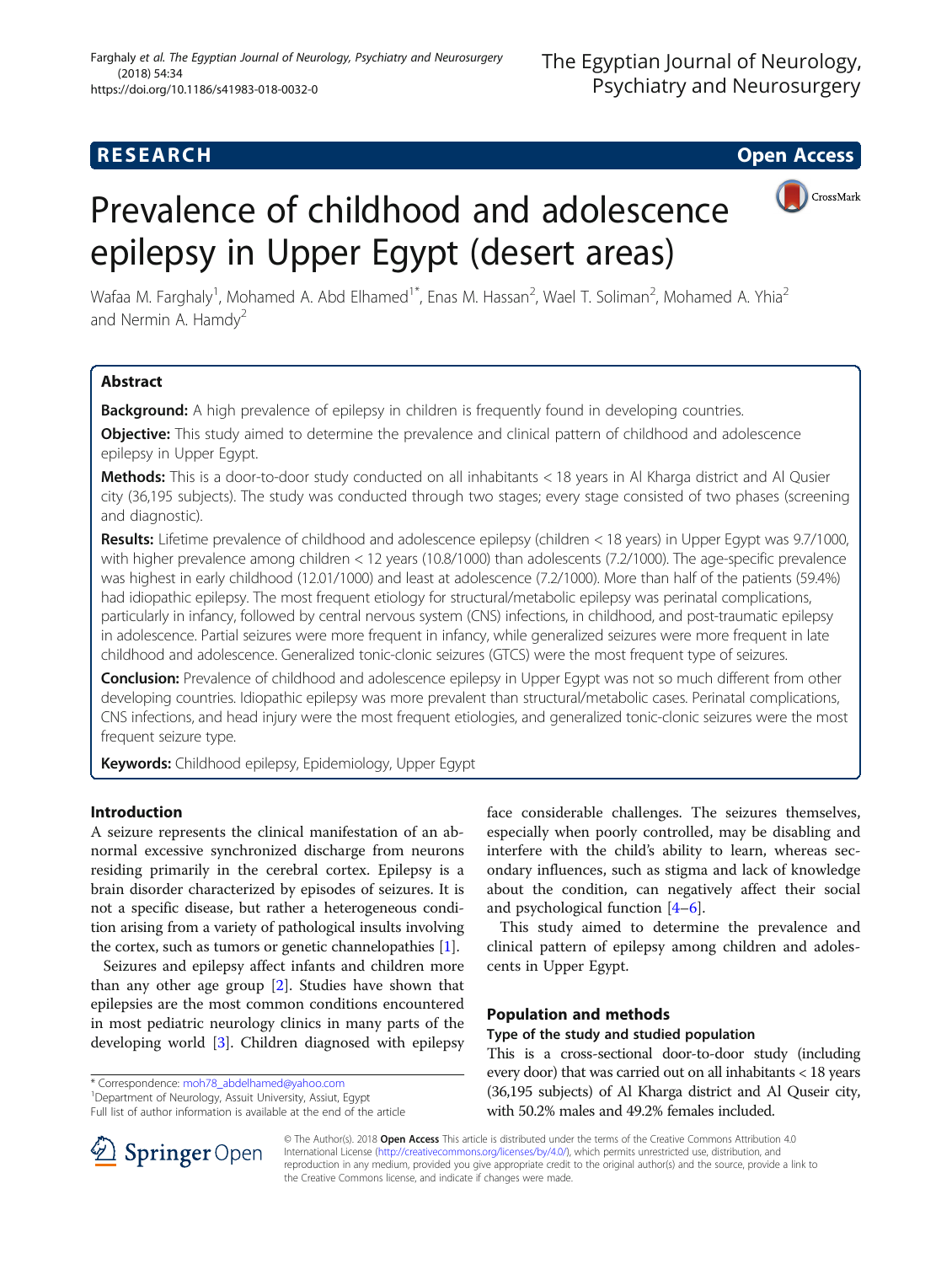RESEARCH Open Access

# Prevalence of childhood and adolescence epilepsy in Upper Egypt (desert areas)

Wafaa M. Farghaly[1], Mohamed A. Abd Elhamed[1*], Enas M. Hassan[2], Wael T. Soliman[2], Mohamed A. Yhia[2] and Nermin A. Hamdy[2]

## Abstract

**Background:** A high prevalence of epilepsy in children is frequently found in developing countries.

**Objective:** This study aimed to determine the prevalence and clinical pattern of childhood and adolescence epilepsy in Upper Egypt.

**Methods:** This is a door-to-door study conducted on all inhabitants < 18 years in Al Kharga district and Al Qusier city (36,195 subjects). The study was conducted through two stages; every stage consisted of two phases (screening and diagnostic).

**Results:** Lifetime prevalence of childhood and adolescence epilepsy (children < 18 years) in Upper Egypt was 9.7/1000, with higher prevalence among children < 12 years (10.8/1000) than adolescents (7.2/1000). The age-specific prevalence was highest in early childhood (12.01/1000) and least at adolescence (7.2/1000). More than half of the patients (59.4%) had idiopathic epilepsy. The most frequent etiology for structural/metabolic epilepsy was perinatal complications, particularly in infancy, followed by central nervous system (CNS) infections, in childhood, and post-traumatic epilepsy in adolescence. Partial seizures were more frequent in infancy, while generalized seizures were more frequent in late childhood and adolescence. Generalized tonic-clonic seizures (GTCS) were the most frequent type of seizures.

**Conclusion:** Prevalence of childhood and adolescence epilepsy in Upper Egypt was not so much different from other developing countries. Idiopathic epilepsy was more prevalent than structural/metabolic cases. Perinatal complications, CNS infections, and head injury were the most frequent etiologies, and generalized tonic-clonic seizures were the most frequent seizure type.

**Keywords:** Childhood epilepsy, Epidemiology, Upper Egypt

## Introduction

A seizure represents the clinical manifestation of an abnormal excessive synchronized discharge from neurons residing primarily in the cerebral cortex. Epilepsy is a brain disorder characterized by episodes of seizures. It is not a specific disease, but rather a heterogeneous condition arising from a variety of pathological insults involving the cortex, such as tumors or genetic channelopathies [1].

Seizures and epilepsy affect infants and children more than any other age group [2]. Studies have shown that epilepsies are the most common conditions encountered in most pediatric neurology clinics in many parts of the developing world [3]. Children diagnosed with epilepsy face considerable challenges. The seizures themselves, especially when poorly controlled, may be disabling and interfere with the child's ability to learn, whereas secondary influences, such as stigma and lack of knowledge about the condition, can negatively affect their social and psychological function [4–6].

This study aimed to determine the prevalence and clinical pattern of epilepsy among children and adolescents in Upper Egypt.

## Population and methods

### Type of the study and studied population

This is a cross-sectional door-to-door study (including every door) that was carried out on all inhabitants < 18 years (36,195 subjects) of Al Kharga district and Al Quseir city, with 50.2% males and 49.2% females included.

\* Correspondence: moh78_abdelhamed@yahoo.com
[1]Department of Neurology, Assuit University, Assiut, Egypt
Full list of author information is available at the end of the article

© The Author(s). 2018 **Open Access** This article is distributed under the terms of the Creative Commons Attribution 4.0 International License (http://creativecommons.org/licenses/by/4.0/), which permits unrestricted use, distribution, and reproduction in any medium, provided you give appropriate credit to the original author(s) and the source, provide a link to the Creative Commons license, and indicate if changes were made.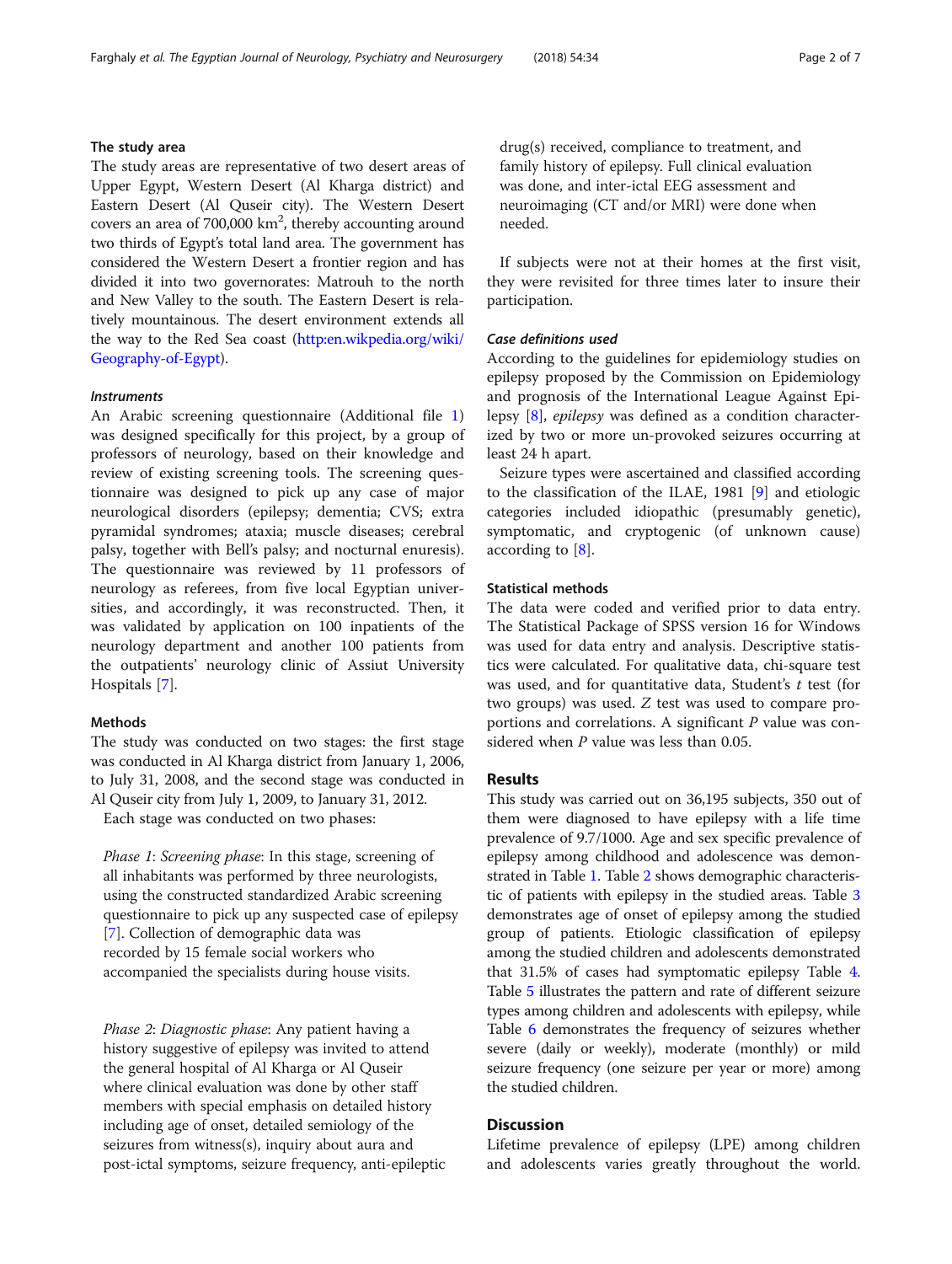### The study area

The study areas are representative of two desert areas of Upper Egypt, Western Desert (Al Kharga district) and Eastern Desert (Al Quseir city). The Western Desert covers an area of 700,000 km$^2$, thereby accounting around two thirds of Egypt's total land area. The government has considered the Western Desert a frontier region and has divided it into two governorates: Matrouh to the north and New Valley to the south. The Eastern Desert is relatively mountainous. The desert environment extends all the way to the Red Sea coast (http:en.wikipedia.org/wiki/Geography-of-Egypt).

#### *Instruments*

An Arabic screening questionnaire (Additional file 1) was designed specifically for this project, by a group of professors of neurology, based on their knowledge and review of existing screening tools. The screening questionnaire was designed to pick up any case of major neurological disorders (epilepsy; dementia; CVS; extra pyramidal syndromes; ataxia; muscle diseases; cerebral palsy, together with Bell's palsy; and nocturnal enuresis). The questionnaire was reviewed by 11 professors of neurology as referees, from five local Egyptian universities, and accordingly, it was reconstructed. Then, it was validated by application on 100 inpatients of the neurology department and another 100 patients from the outpatients' neurology clinic of Assiut University Hospitals [7].

### Methods

The study was conducted on two stages: the first stage was conducted in Al Kharga district from January 1, 2006, to July 31, 2008, and the second stage was conducted in Al Quseir city from July 1, 2009, to January 31, 2012.

Each stage was conducted on two phases:

*Phase 1*: *Screening phase*: In this stage, screening of all inhabitants was performed by three neurologists, using the constructed standardized Arabic screening questionnaire to pick up any suspected case of epilepsy [7]. Collection of demographic data was recorded by 15 female social workers who accompanied the specialists during house visits.

*Phase 2*: *Diagnostic phase*: Any patient having a history suggestive of epilepsy was invited to attend the general hospital of Al Kharga or Al Quseir where clinical evaluation was done by other staff members with special emphasis on detailed history including age of onset, detailed semiology of the seizures from witness(s), inquiry about aura and post-ictal symptoms, seizure frequency, anti-epileptic drug(s) received, compliance to treatment, and family history of epilepsy. Full clinical evaluation was done, and inter-ictal EEG assessment and neuroimaging (CT and/or MRI) were done when needed.

If subjects were not at their homes at the first visit, they were revisited for three times later to insure their participation.

#### *Case definitions used*

According to the guidelines for epidemiology studies on epilepsy proposed by the Commission on Epidemiology and prognosis of the International League Against Epilepsy [8], *epilepsy* was defined as a condition characterized by two or more un-provoked seizures occurring at least 24 h apart.

Seizure types were ascertained and classified according to the classification of the ILAE, 1981 [9] and etiologic categories included idiopathic (presumably genetic), symptomatic, and cryptogenic (of unknown cause) according to [8].

### Statistical methods

The data were coded and verified prior to data entry. The Statistical Package of SPSS version 16 for Windows was used for data entry and analysis. Descriptive statistics were calculated. For qualitative data, chi-square test was used, and for quantitative data, Student's $t$ test (for two groups) was used. $Z$ test was used to compare proportions and correlations. A significant $P$ value was considered when $P$ value was less than 0.05.

## Results

This study was carried out on 36,195 subjects, 350 out of them were diagnosed to have epilepsy with a life time prevalence of 9.7/1000. Age and sex specific prevalence of epilepsy among childhood and adolescence was demonstrated in Table 1. Table 2 shows demographic characteristic of patients with epilepsy in the studied areas. Table 3 demonstrates age of onset of epilepsy among the studied group of patients. Etiologic classification of epilepsy among the studied children and adolescents demonstrated that 31.5% of cases had symptomatic epilepsy Table 4. Table 5 illustrates the pattern and rate of different seizure types among children and adolescents with epilepsy, while Table 6 demonstrates the frequency of seizures whether severe (daily or weekly), moderate (monthly) or mild seizure frequency (one seizure per year or more) among the studied children.

## Discussion

Lifetime prevalence of epilepsy (LPE) among children and adolescents varies greatly throughout the world.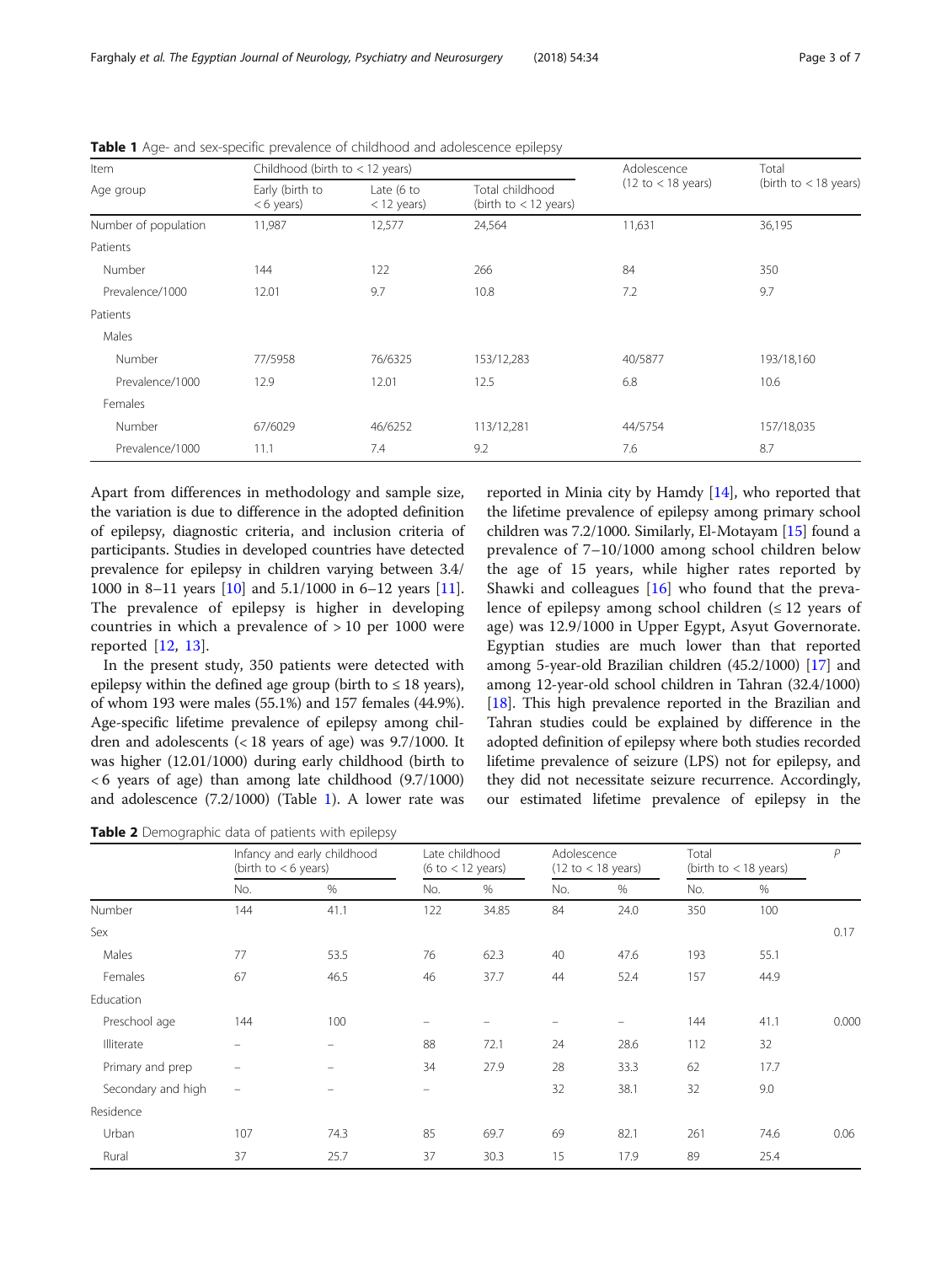**Table 1** Age- and sex-specific prevalence of childhood and adolescence epilepsy

| Item | Childhood (birth to < 12 years) | | | Adolescence (12 to < 18 years) | Total (birth to < 18 years) |
|---|---|---|---|---|---|
| Age group | Early (birth to < 6 years) | Late (6 to < 12 years) | Total childhood (birth to < 12 years) | | |
| Number of population | 11,987 | 12,577 | 24,564 | 11,631 | 36,195 |
| Patients | | | | | |
| Number | 144 | 122 | 266 | 84 | 350 |
| Prevalence/1000 | 12.01 | 9.7 | 10.8 | 7.2 | 9.7 |
| Patients | | | | | |
| Males | | | | | |
| Number | 77/5958 | 76/6325 | 153/12,283 | 40/5877 | 193/18,160 |
| Prevalence/1000 | 12.9 | 12.01 | 12.5 | 6.8 | 10.6 |
| Females | | | | | |
| Number | 67/6029 | 46/6252 | 113/12,281 | 44/5754 | 157/18,035 |
| Prevalence/1000 | 11.1 | 7.4 | 9.2 | 7.6 | 8.7 |

Apart from differences in methodology and sample size, the variation is due to difference in the adopted definition of epilepsy, diagnostic criteria, and inclusion criteria of participants. Studies in developed countries have detected prevalence for epilepsy in children varying between 3.4/1000 in 8–11 years [10] and 5.1/1000 in 6–12 years [11]. The prevalence of epilepsy is higher in developing countries in which a prevalence of > 10 per 1000 were reported [12, 13].

In the present study, 350 patients were detected with epilepsy within the defined age group (birth to ≤ 18 years), of whom 193 were males (55.1%) and 157 females (44.9%). Age-specific lifetime prevalence of epilepsy among children and adolescents (< 18 years of age) was 9.7/1000. It was higher (12.01/1000) during early childhood (birth to < 6 years of age) than among late childhood (9.7/1000) and adolescence (7.2/1000) (Table 1). A lower rate was reported in Minia city by Hamdy [14], who reported that the lifetime prevalence of epilepsy among primary school children was 7.2/1000. Similarly, El-Motayam [15] found a prevalence of 7–10/1000 among school children below the age of 15 years, while higher rates reported by Shawki and colleagues [16] who found that the prevalence of epilepsy among school children (≤ 12 years of age) was 12.9/1000 in Upper Egypt, Asyut Governorate. Egyptian studies are much lower than that reported among 5-year-old Brazilian children (45.2/1000) [17] and among 12-year-old school children in Tahran (32.4/1000) [18]. This high prevalence reported in the Brazilian and Tahran studies could be explained by difference in the adopted definition of epilepsy where both studies recorded lifetime prevalence of seizure (LPS) not for epilepsy, and they did not necessitate seizure recurrence. Accordingly, our estimated lifetime prevalence of epilepsy in the

**Table 2** Demographic data of patients with epilepsy

| | Infancy and early childhood (birth to < 6 years) | | Late childhood (6 to < 12 years) | | Adolescence (12 to < 18 years) | | Total (birth to < 18 years) | | *P* |
|---|---|---|---|---|---|---|---|---|---|
| | No. | % | No. | % | No. | % | No. | % | |
| Number | 144 | 41.1 | 122 | 34.85 | 84 | 24.0 | 350 | 100 | |
| Sex | | | | | | | | | 0.17 |
| Males | 77 | 53.5 | 76 | 62.3 | 40 | 47.6 | 193 | 55.1 | |
| Females | 67 | 46.5 | 46 | 37.7 | 44 | 52.4 | 157 | 44.9 | |
| Education | | | | | | | | | |
| Preschool age | 144 | 100 | – | – | – | – | 144 | 41.1 | 0.000 |
| Illiterate | – | – | 88 | 72.1 | 24 | 28.6 | 112 | 32 | |
| Primary and prep | – | – | 34 | 27.9 | 28 | 33.3 | 62 | 17.7 | |
| Secondary and high | – | – | – | | 32 | 38.1 | 32 | 9.0 | |
| Residence | | | | | | | | | |
| Urban | 107 | 74.3 | 85 | 69.7 | 69 | 82.1 | 261 | 74.6 | 0.06 |
| Rural | 37 | 25.7 | 37 | 30.3 | 15 | 17.9 | 89 | 25.4 | |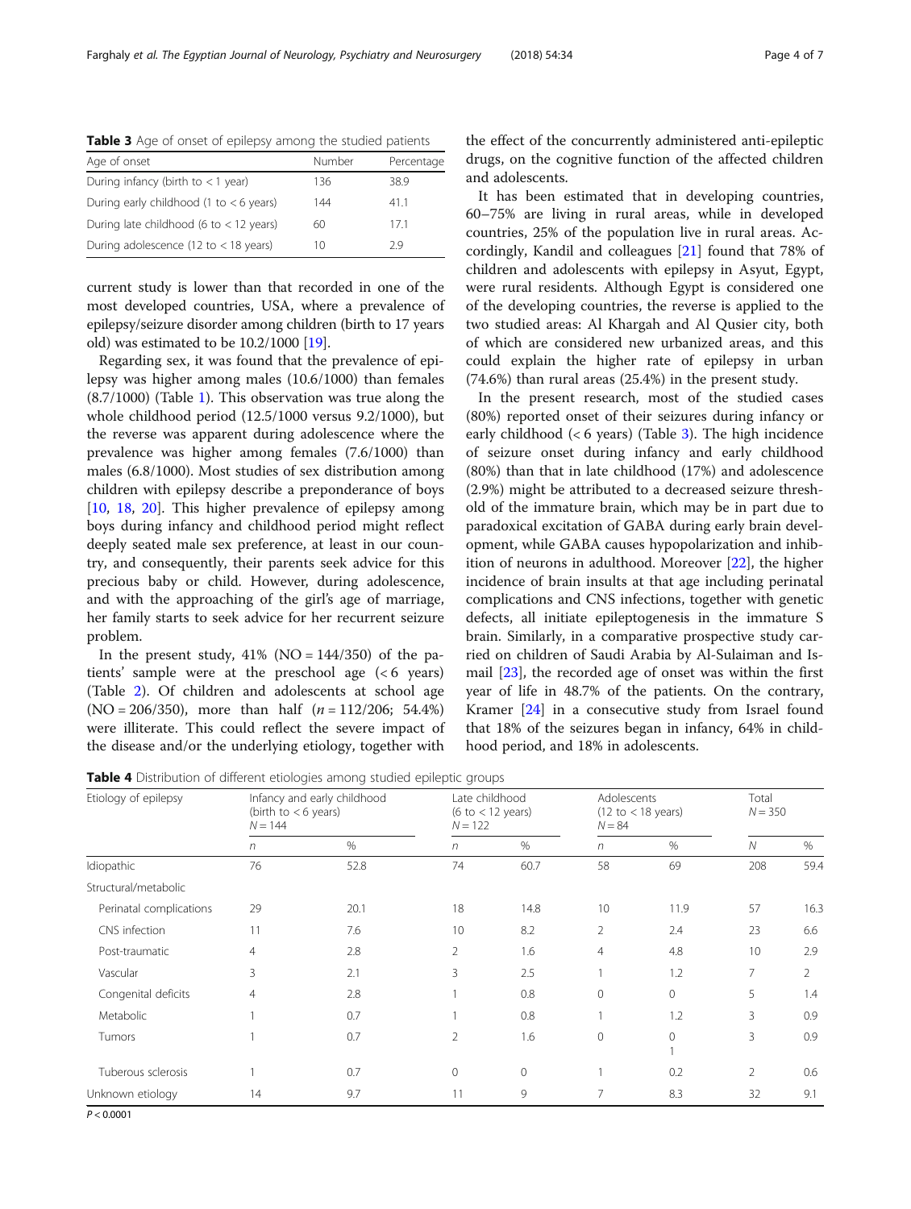**Table 3** Age of onset of epilepsy among the studied patients

| Age of onset | Number | Percentage |
|---|---|---|
| During infancy (birth to < 1 year) | 136 | 38.9 |
| During early childhood (1 to < 6 years) | 144 | 41.1 |
| During late childhood (6 to < 12 years) | 60 | 17.1 |
| During adolescence (12 to < 18 years) | 10 | 2.9 |

current study is lower than that recorded in one of the most developed countries, USA, where a prevalence of epilepsy/seizure disorder among children (birth to 17 years old) was estimated to be 10.2/1000 [19].

Regarding sex, it was found that the prevalence of epilepsy was higher among males (10.6/1000) than females (8.7/1000) (Table 1). This observation was true along the whole childhood period (12.5/1000 versus 9.2/1000), but the reverse was apparent during adolescence where the prevalence was higher among females (7.6/1000) than males (6.8/1000). Most studies of sex distribution among children with epilepsy describe a preponderance of boys [10, 18, 20]. This higher prevalence of epilepsy among boys during infancy and childhood period might reflect deeply seated male sex preference, at least in our country, and consequently, their parents seek advice for this precious baby or child. However, during adolescence, and with the approaching of the girl's age of marriage, her family starts to seek advice for her recurrent seizure problem.

In the present study, 41% (NO = 144/350) of the patients' sample were at the preschool age (< 6 years) (Table 2). Of children and adolescents at school age (NO = 206/350), more than half (*n* = 112/206; 54.4%) were illiterate. This could reflect the severe impact of the disease and/or the underlying etiology, together with the effect of the concurrently administered anti-epileptic drugs, on the cognitive function of the affected children and adolescents.

It has been estimated that in developing countries, 60–75% are living in rural areas, while in developed countries, 25% of the population live in rural areas. Accordingly, Kandil and colleagues [21] found that 78% of children and adolescents with epilepsy in Asyut, Egypt, were rural residents. Although Egypt is considered one of the developing countries, the reverse is applied to the two studied areas: Al Khargah and Al Qusier city, both of which are considered new urbanized areas, and this could explain the higher rate of epilepsy in urban (74.6%) than rural areas (25.4%) in the present study.

In the present research, most of the studied cases (80%) reported onset of their seizures during infancy or early childhood (< 6 years) (Table 3). The high incidence of seizure onset during infancy and early childhood (80%) than that in late childhood (17%) and adolescence (2.9%) might be attributed to a decreased seizure threshold of the immature brain, which may be in part due to paradoxical excitation of GABA during early brain development, while GABA causes hypopolarization and inhibition of neurons in adulthood. Moreover [22], the higher incidence of brain insults at that age including perinatal complications and CNS infections, together with genetic defects, all initiate epileptogenesis in the immature S brain. Similarly, in a comparative prospective study carried on children of Saudi Arabia by Al-Sulaiman and Ismail [23], the recorded age of onset was within the first year of life in 48.7% of the patients. On the contrary, Kramer [24] in a consecutive study from Israel found that 18% of the seizures began in infancy, 64% in childhood period, and 18% in adolescents.

**Table 4** Distribution of different etiologies among studied epileptic groups

| Etiology of epilepsy | Infancy and early childhood (birth to < 6 years) $N = 144$ | | Late childhood (6 to < 12 years) $N = 122$ | | Adolescents (12 to < 18 years) $N = 84$ | | Total $N = 350$ | |
|---|---|---|---|---|---|---|---|---|
| | *n* | % | *n* | % | *n* | % | *N* | % |
| Idiopathic | 76 | 52.8 | 74 | 60.7 | 58 | 69 | 208 | 59.4 |
| Structural/metabolic | | | | | | | | |
| Perinatal complications | 29 | 20.1 | 18 | 14.8 | 10 | 11.9 | 57 | 16.3 |
| CNS infection | 11 | 7.6 | 10 | 8.2 | 2 | 2.4 | 23 | 6.6 |
| Post-traumatic | 4 | 2.8 | 2 | 1.6 | 4 | 4.8 | 10 | 2.9 |
| Vascular | 3 | 2.1 | 3 | 2.5 | 1 | 1.2 | 7 | 2 |
| Congenital deficits | 4 | 2.8 | 1 | 0.8 | 0 | 0 | 5 | 1.4 |
| Metabolic | 1 | 0.7 | 1 | 0.8 | 1 | 1.2 | 3 | 0.9 |
| Tumors | 1 | 0.7 | 2 | 1.6 | 0 | 0 1 | 3 | 0.9 |
| Tuberous sclerosis | 1 | 0.7 | 0 | 0 | 1 | 0.2 | 2 | 0.6 |
| Unknown etiology | 14 | 9.7 | 11 | 9 | 7 | 8.3 | 32 | 9.1 |

$P < 0.0001$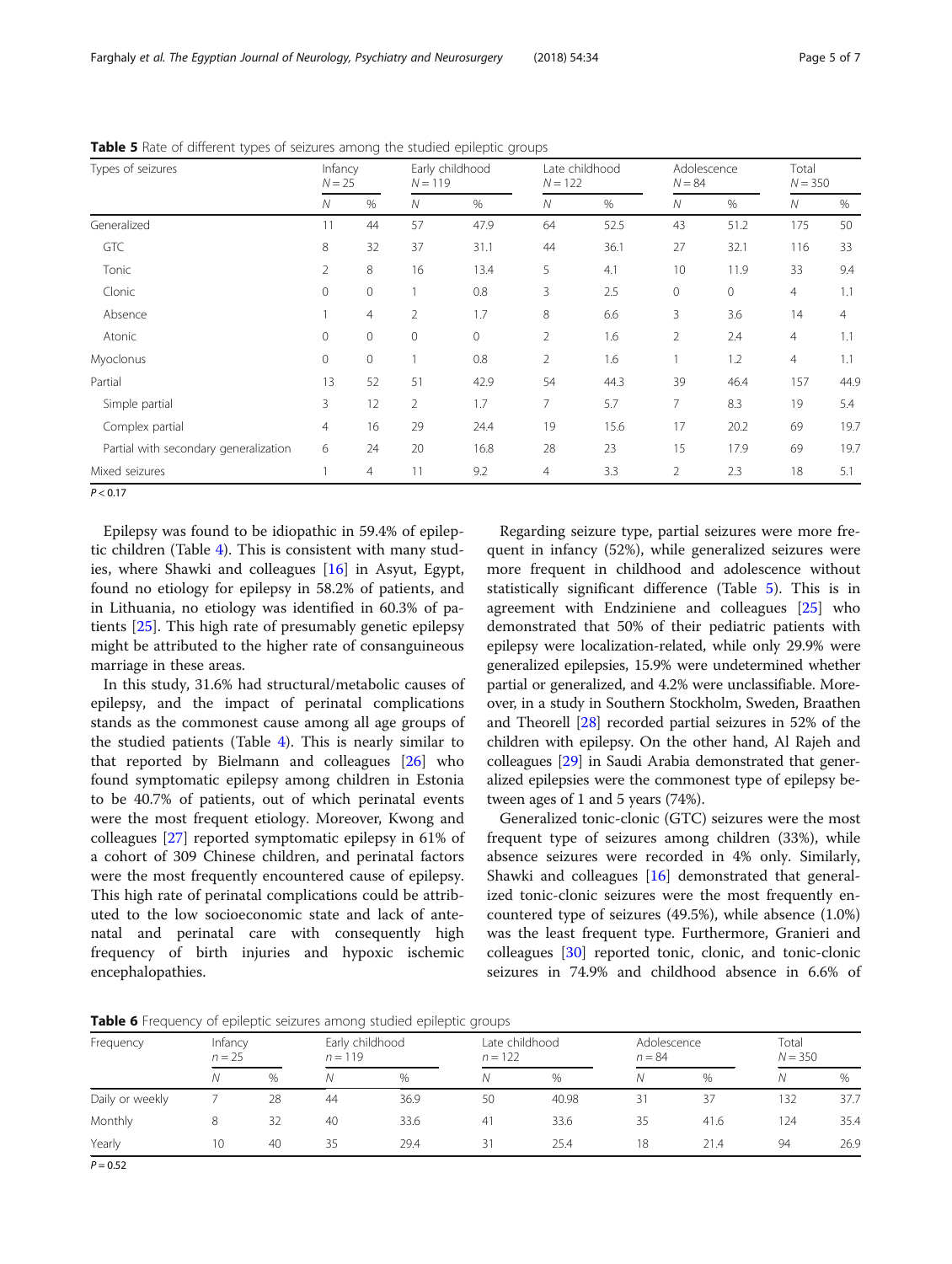**Table 5** Rate of different types of seizures among the studied epileptic groups

| Types of seizures | Infancy $N = 25$ | | Early childhood $N = 119$ | | Late childhood $N = 122$ | | Adolescence $N = 84$ | | Total $N = 350$ | |
|---|---|---|---|---|---|---|---|---|---|---|
| | N | % | N | % | N | % | N | % | N | % |
| Generalized | 11 | 44 | 57 | 47.9 | 64 | 52.5 | 43 | 51.2 | 175 | 50 |
| GTC | 8 | 32 | 37 | 31.1 | 44 | 36.1 | 27 | 32.1 | 116 | 33 |
| Tonic | 2 | 8 | 16 | 13.4 | 5 | 4.1 | 10 | 11.9 | 33 | 9.4 |
| Clonic | 0 | 0 | 1 | 0.8 | 3 | 2.5 | 0 | 0 | 4 | 1.1 |
| Absence | 1 | 4 | 2 | 1.7 | 8 | 6.6 | 3 | 3.6 | 14 | 4 |
| Atonic | 0 | 0 | 0 | 0 | 2 | 1.6 | 2 | 2.4 | 4 | 1.1 |
| Myoclonus | 0 | 0 | 1 | 0.8 | 2 | 1.6 | 1 | 1.2 | 4 | 1.1 |
| Partial | 13 | 52 | 51 | 42.9 | 54 | 44.3 | 39 | 46.4 | 157 | 44.9 |
| Simple partial | 3 | 12 | 2 | 1.7 | 7 | 5.7 | 7 | 8.3 | 19 | 5.4 |
| Complex partial | 4 | 16 | 29 | 24.4 | 19 | 15.6 | 17 | 20.2 | 69 | 19.7 |
| Partial with secondary generalization | 6 | 24 | 20 | 16.8 | 28 | 23 | 15 | 17.9 | 69 | 19.7 |
| Mixed seizures | 1 | 4 | 11 | 9.2 | 4 | 3.3 | 2 | 2.3 | 18 | 5.1 |

$P < 0.17$

Epilepsy was found to be idiopathic in 59.4% of epileptic children (Table 4). This is consistent with many studies, where Shawki and colleagues [16] in Asyut, Egypt, found no etiology for epilepsy in 58.2% of patients, and in Lithuania, no etiology was identified in 60.3% of patients [25]. This high rate of presumably genetic epilepsy might be attributed to the higher rate of consanguineous marriage in these areas.

In this study, 31.6% had structural/metabolic causes of epilepsy, and the impact of perinatal complications stands as the commonest cause among all age groups of the studied patients (Table 4). This is nearly similar to that reported by Bielmann and colleagues [26] who found symptomatic epilepsy among children in Estonia to be 40.7% of patients, out of which perinatal events were the most frequent etiology. Moreover, Kwong and colleagues [27] reported symptomatic epilepsy in 61% of a cohort of 309 Chinese children, and perinatal factors were the most frequently encountered cause of epilepsy. This high rate of perinatal complications could be attributed to the low socioeconomic state and lack of antenatal and perinatal care with consequently high frequency of birth injuries and hypoxic ischemic encephalopathies.

Regarding seizure type, partial seizures were more frequent in infancy (52%), while generalized seizures were more frequent in childhood and adolescence without statistically significant difference (Table 5). This is in agreement with Endziniene and colleagues [25] who demonstrated that 50% of their pediatric patients with epilepsy were localization-related, while only 29.9% were generalized epilepsies, 15.9% were undetermined whether partial or generalized, and 4.2% were unclassifiable. Moreover, in a study in Southern Stockholm, Sweden, Braathen and Theorell [28] recorded partial seizures in 52% of the children with epilepsy. On the other hand, Al Rajeh and colleagues [29] in Saudi Arabia demonstrated that generalized epilepsies were the commonest type of epilepsy between ages of 1 and 5 years (74%).

Generalized tonic-clonic (GTC) seizures were the most frequent type of seizures among children (33%), while absence seizures were recorded in 4% only. Similarly, Shawki and colleagues [16] demonstrated that generalized tonic-clonic seizures were the most frequently encountered type of seizures (49.5%), while absence (1.0%) was the least frequent type. Furthermore, Granieri and colleagues [30] reported tonic, clonic, and tonic-clonic seizures in 74.9% and childhood absence in 6.6% of

**Table 6** Frequency of epileptic seizures among studied epileptic groups

| Frequency | Infancy $n = 25$ | | Early childhood $n = 119$ | | Late childhood $n = 122$ | | Adolescence $n = 84$ | | Total $N = 350$ | |
|---|---|---|---|---|---|---|---|---|---|---|
| | N | % | N | % | N | % | N | % | N | % |
| Daily or weekly | 7 | 28 | 44 | 36.9 | 50 | 40.98 | 31 | 37 | 132 | 37.7 |
| Monthly | 8 | 32 | 40 | 33.6 | 41 | 33.6 | 35 | 41.6 | 124 | 35.4 |
| Yearly | 10 | 40 | 35 | 29.4 | 31 | 25.4 | 18 | 21.4 | 94 | 26.9 |

$P = 0.52$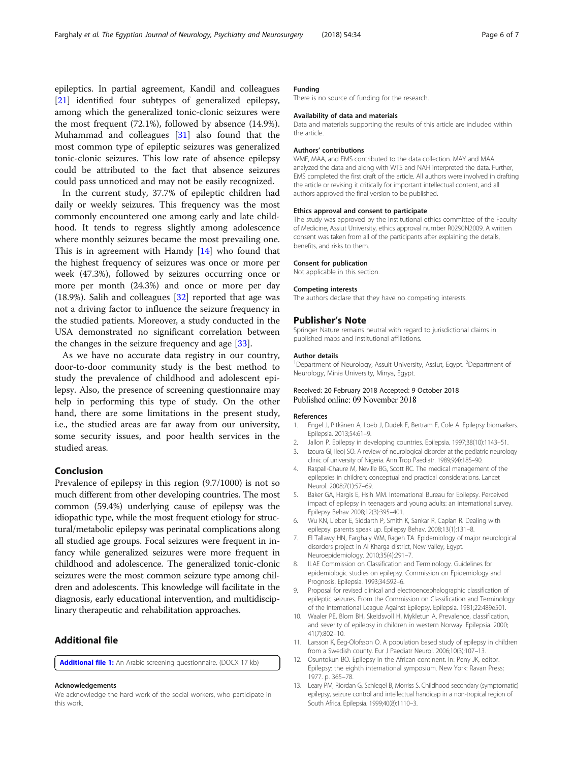epileptics. In partial agreement, Kandil and colleagues [21] identified four subtypes of generalized epilepsy, among which the generalized tonic-clonic seizures were the most frequent (72.1%), followed by absence (14.9%). Muhammad and colleagues [31] also found that the most common type of epileptic seizures was generalized tonic-clonic seizures. This low rate of absence epilepsy could be attributed to the fact that absence seizures could pass unnoticed and may not be easily recognized.

In the current study, 37.7% of epileptic children had daily or weekly seizures. This frequency was the most commonly encountered one among early and late childhood. It tends to regress slightly among adolescence where monthly seizures became the most prevailing one. This is in agreement with Hamdy [14] who found that the highest frequency of seizures was once or more per week (47.3%), followed by seizures occurring once or more per month (24.3%) and once or more per day (18.9%). Salih and colleagues [32] reported that age was not a driving factor to influence the seizure frequency in the studied patients. Moreover, a study conducted in the USA demonstrated no significant correlation between the changes in the seizure frequency and age [33].

As we have no accurate data registry in our country, door-to-door community study is the best method to study the prevalence of childhood and adolescent epilepsy. Also, the presence of screening questionnaire may help in performing this type of study. On the other hand, there are some limitations in the present study, i.e., the studied areas are far away from our university, some security issues, and poor health services in the studied areas.

## Conclusion

Prevalence of epilepsy in this region (9.7/1000) is not so much different from other developing countries. The most common (59.4%) underlying cause of epilepsy was the idiopathic type, while the most frequent etiology for structural/metabolic epilepsy was perinatal complications along all studied age groups. Focal seizures were frequent in infancy while generalized seizures were more frequent in childhood and adolescence. The generalized tonic-clonic seizures were the most common seizure type among children and adolescents. This knowledge will facilitate in the diagnosis, early educational intervention, and multidisciplinary therapeutic and rehabilitation approaches.

## Additional file

**Additional file 1:** An Arabic screening questionnaire. (DOCX 17 kb)

#### Acknowledgements

We acknowledge the hard work of the social workers, who participate in this work.

#### Funding

There is no source of funding for the research.

#### Availability of data and materials

Data and materials supporting the results of this article are included within the article.

#### Authors' contributions

WMF, MAA, and EMS contributed to the data collection. MAY and MAA analyzed the data and along with WTS and NAH interpreted the data. Further, EMS completed the first draft of the article. All authors were involved in drafting the article or revising it critically for important intellectual content, and all authors approved the final version to be published.

#### Ethics approval and consent to participate

The study was approved by the institutional ethics committee of the Faculty of Medicine, Assiut University, ethics approval number R0290N2009. A written consent was taken from all of the participants after explaining the details, benefits, and risks to them.

#### Consent for publication

Not applicable in this section.

#### Competing interests

The authors declare that they have no competing interests.

## Publisher's Note

Springer Nature remains neutral with regard to jurisdictional claims in published maps and institutional affiliations.

#### Author details

[1]Department of Neurology, Assuit University, Assiut, Egypt. [2]Department of Neurology, Minia University, Minya, Egypt.

Received: 20 February 2018 Accepted: 9 October 2018
Published online: 09 November 2018

#### References

1. Engel J, Pitkänen A, Loeb J, Dudek E, Bertram E, Cole A. Epilepsy biomarkers. Epilepsia. 2013;54:61–9.
2. Jallon P. Epilepsy in developing countries. Epilepsia. 1997;38(10):1143–51.
3. Izoura GI, Ileoj SO. A review of neurological disorder at the pediatric neurology clinic of university of Nigeria. Ann Trop Paediatr. 1989;9(4):185–90.
4. Raspall-Chaure M, Neville BG, Scott RC. The medical management of the epilepsies in children: conceptual and practical considerations. Lancet Neurol. 2008;7(1):57–69.
5. Baker GA, Hargis E, Hsih MM. International Bureau for Epilepsy. Perceived impact of epilepsy in teenagers and young adults: an international survey. Epilepsy Behav 2008;12(3):395–401.
6. Wu KN, Lieber E, Siddarth P, Smith K, Sankar R, Caplan R. Dealing with epilepsy: parents speak up. Epilepsy Behav. 2008;13(1):131–8.
7. El Tallawy HN, Farghaly WM, Rageh TA. Epidemiology of major neurological disorders project in Al Kharga district, New Valley, Egypt. Neuroepidemiology. 2010;35(4):291–7.
8. ILAE Commission on Classification and Terminology. Guidelines for epidemiologic studies on epilepsy. Commission on Epidemiology and Prognosis. Epilepsia. 1993;34:592–6.
9. Proposal for revised clinical and electroencephalographic classification of epileptic seizures. From the Commission on Classification and Terminology of the International League Against Epilepsy. Epilepsia. 1981;22:489e501.
10. Waaler PE, Blom BH, Skeidsvoll H, Mykletun A. Prevalence, classification, and severity of epilepsy in children in western Norway. Epilepsia. 2000; 41(7):802–10.
11. Larsson K, Eeg-Olofsson O. A population based study of epilepsy in children from a Swedish county. Eur J Paediatr Neurol. 2006;10(3):107–13.
12. Osuntokun BO. Epilepsy in the African continent. In: Peny JK, editor. Epilepsy: the eighth international symposium. New York: Ravan Press; 1977. p. 365–78.
13. Leary PM, Riordan G, Schlegel B, Morriss S. Childhood secondary (symptomatic) epilepsy, seizure control and intellectual handicap in a non-tropical region of South Africa. Epilepsia. 1999;40(8):1110–3.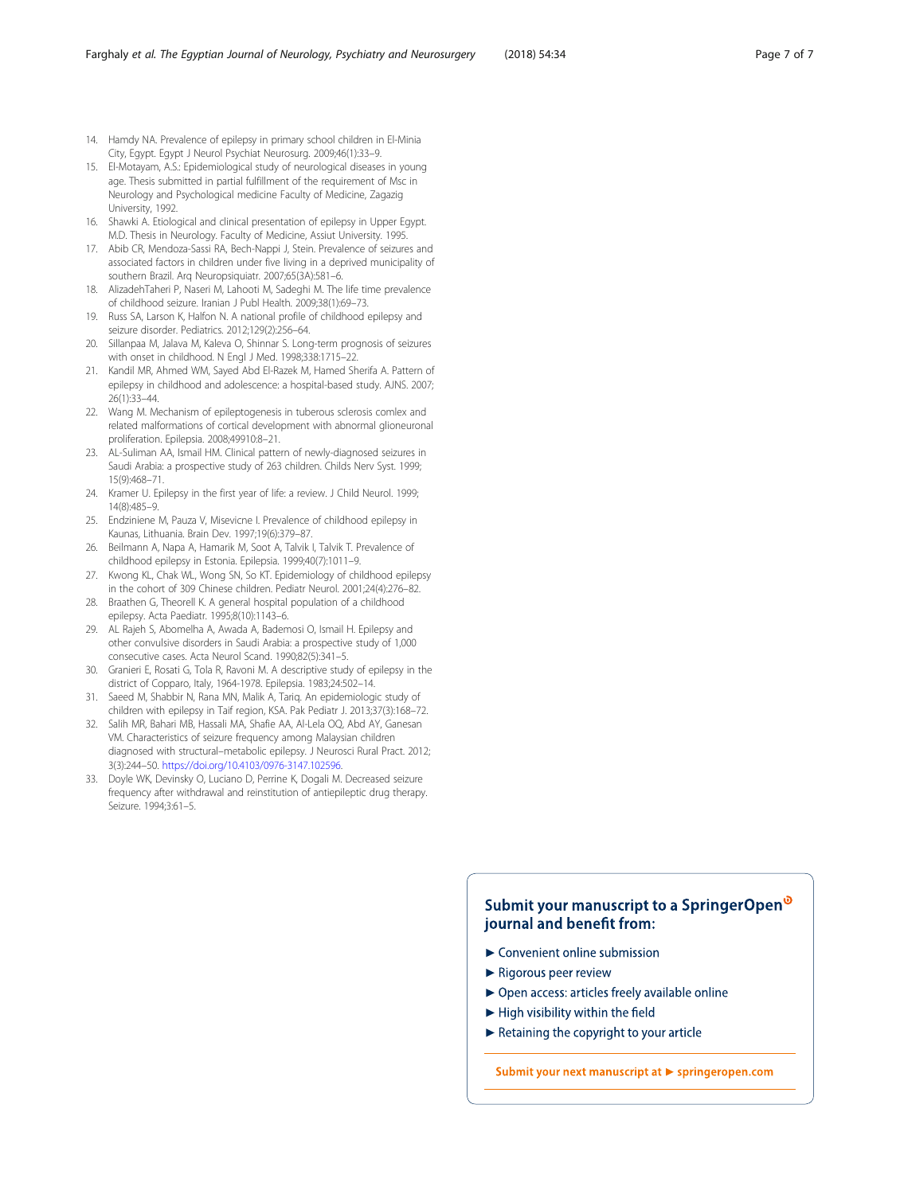14. Hamdy NA. Prevalence of epilepsy in primary school children in El-Minia City, Egypt. Egypt J Neurol Psychiat Neurosurg. 2009;46(1):33–9.
15. El-Motayam, A.S.: Epidemiological study of neurological diseases in young age. Thesis submitted in partial fulfillment of the requirement of Msc in Neurology and Psychological medicine Faculty of Medicine, Zagazig University, 1992.
16. Shawki A. Etiological and clinical presentation of epilepsy in Upper Egypt. M.D. Thesis in Neurology. Faculty of Medicine, Assiut University. 1995.
17. Abib CR, Mendoza-Sassi RA, Bech-Nappi J, Stein. Prevalence of seizures and associated factors in children under five living in a deprived municipality of southern Brazil. Arq Neuropsiquiatr. 2007;65(3A):581–6.
18. AlizadehTaheri P, Naseri M, Lahooti M, Sadeghi M. The life time prevalence of childhood seizure. Iranian J Publ Health. 2009;38(1):69–73.
19. Russ SA, Larson K, Halfon N. A national profile of childhood epilepsy and seizure disorder. Pediatrics. 2012;129(2):256–64.
20. Sillanpaa M, Jalava M, Kaleva O, Shinnar S. Long-term prognosis of seizures with onset in childhood. N Engl J Med. 1998;338:1715–22.
21. Kandil MR, Ahmed WM, Sayed Abd El-Razek M, Hamed Sherifa A. Pattern of epilepsy in childhood and adolescence: a hospital-based study. AJNS. 2007; 26(1):33–44.
22. Wang M. Mechanism of epileptogenesis in tuberous sclerosis comlex and related malformations of cortical development with abnormal glioneuronal proliferation. Epilepsia. 2008;49910:8–21.
23. AL-Suliman AA, Ismail HM. Clinical pattern of newly-diagnosed seizures in Saudi Arabia: a prospective study of 263 children. Childs Nerv Syst. 1999; 15(9):468–71.
24. Kramer U. Epilepsy in the first year of life: a review. J Child Neurol. 1999; 14(8):485–9.
25. Endziniene M, Pauza V, Misevicne I. Prevalence of childhood epilepsy in Kaunas, Lithuania. Brain Dev. 1997;19(6):379–87.
26. Beilmann A, Napa A, Hamarik M, Soot A, Talvik I, Talvik T. Prevalence of childhood epilepsy in Estonia. Epilepsia. 1999;40(7):1011–9.
27. Kwong KL, Chak WL, Wong SN, So KT. Epidemiology of childhood epilepsy in the cohort of 309 Chinese children. Pediatr Neurol. 2001;24(4):276–82.
28. Braathen G, Theorell K. A general hospital population of a childhood epilepsy. Acta Paediatr. 1995;8(10):1143–6.
29. AL Rajeh S, Abomelha A, Awada A, Bademosi O, Ismail H. Epilepsy and other convulsive disorders in Saudi Arabia: a prospective study of 1,000 consecutive cases. Acta Neurol Scand. 1990;82(5):341–5.
30. Granieri E, Rosati G, Tola R, Ravoni M. A descriptive study of epilepsy in the district of Copparo, Italy, 1964-1978. Epilepsia. 1983;24:502–14.
31. Saeed M, Shabbir N, Rana MN, Malik A, Tariq. An epidemiologic study of children with epilepsy in Taif region, KSA. Pak Pediatr J. 2013;37(3):168–72.
32. Salih MR, Bahari MB, Hassali MA, Shafie AA, Al-Lela OQ, Abd AY, Ganesan VM. Characteristics of seizure frequency among Malaysian children diagnosed with structural–metabolic epilepsy. J Neurosci Rural Pract. 2012; 3(3):244–50. https://doi.org/10.4103/0976-3147.102596.
33. Doyle WK, Devinsky O, Luciano D, Perrine K, Dogali M. Decreased seizure frequency after withdrawal and reinstitution of antiepileptic drug therapy. Seizure. 1994;3:61–5.